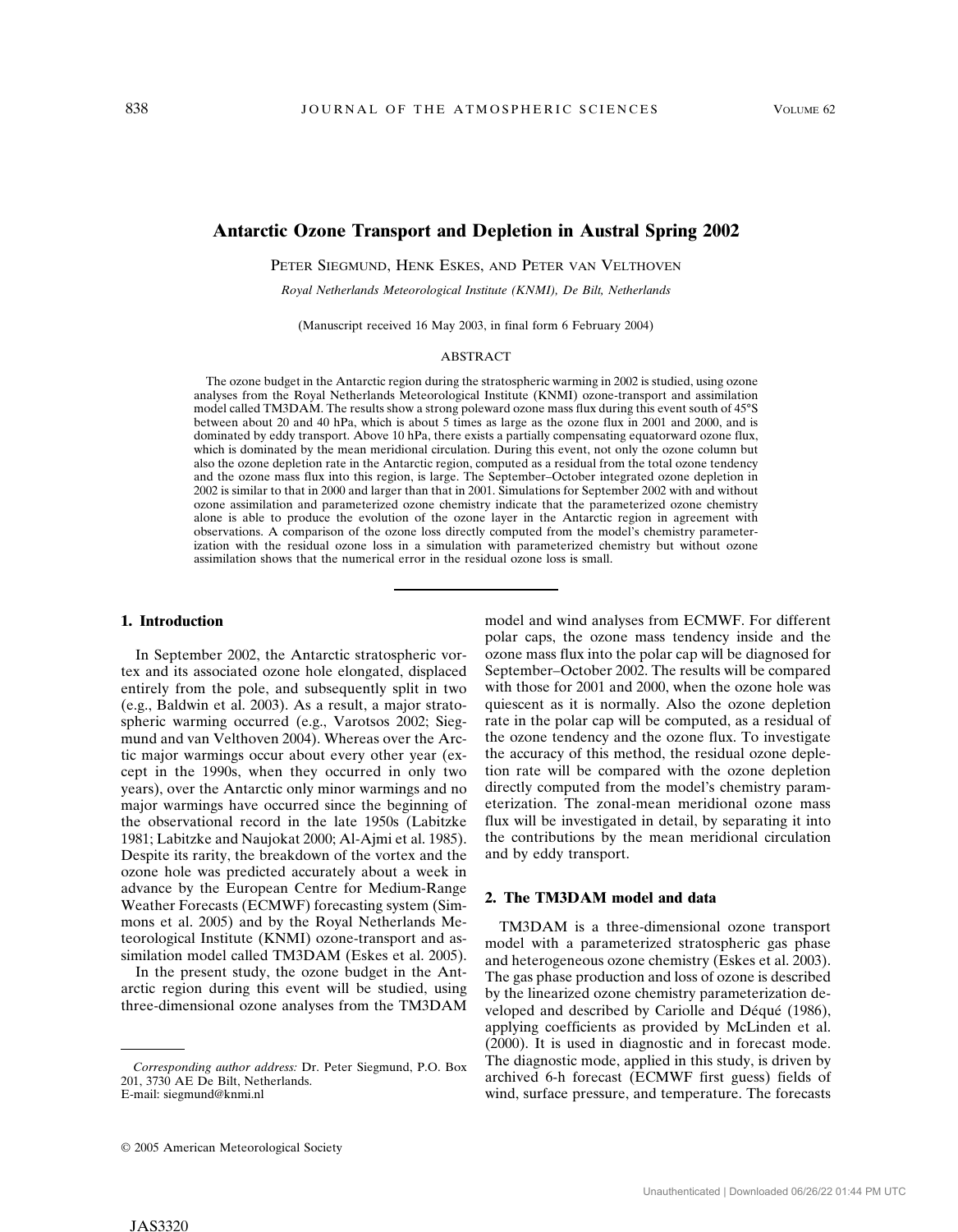# Antarctic Ozone Transport and Depletion in Austral Spring 2002

PETER SIEGMUND, HENK ESKES, AND PETER VAN VELTHOVEN

*Royal Netherlands Meteorological Institute (KNMI), De Bilt, Netherlands*

(Manuscript received 16 May 2003, in final form 6 February 2004)

## ABSTRACT

The ozone budget in the Antarctic region during the stratospheric warming in 2002 is studied, using ozone analyses from the Royal Netherlands Meteorological Institute (KNMI) ozone-transport and assimilation model called TM3DAM. The results show a strong poleward ozone mass flux during this event south of 45°S between about 20 and 40 hPa, which is about 5 times as large as the ozone flux in 2001 and 2000, and is dominated by eddy transport. Above 10 hPa, there exists a partially compensating equatorward ozone flux, which is dominated by the mean meridional circulation. During this event, not only the ozone column but also the ozone depletion rate in the Antarctic region, computed as a residual from the total ozone tendency and the ozone mass flux into this region, is large. The September–October integrated ozone depletion in 2002 is similar to that in 2000 and larger than that in 2001. Simulations for September 2002 with and without ozone assimilation and parameterized ozone chemistry indicate that the parameterized ozone chemistry alone is able to produce the evolution of the ozone layer in the Antarctic region in agreement with observations. A comparison of the ozone loss directly computed from the model's chemistry parameterization with the residual ozone loss in a simulation with parameterized chemistry but without ozone assimilation shows that the numerical error in the residual ozone loss is small.

## 1. Introduction

In September 2002, the Antarctic stratospheric vortex and its associated ozone hole elongated, displaced entirely from the pole, and subsequently split in two (e.g., Baldwin et al. 2003). As a result, a major stratospheric warming occurred (e.g., Varotsos 2002; Siegmund and van Velthoven 2004). Whereas over the Arctic major warmings occur about every other year (except in the 1990s, when they occurred in only two years), over the Antarctic only minor warmings and no major warmings have occurred since the beginning of the observational record in the late 1950s (Labitzke 1981; Labitzke and Naujokat 2000; Al-Ajmi et al. 1985). Despite its rarity, the breakdown of the vortex and the ozone hole was predicted accurately about a week in advance by the European Centre for Medium-Range Weather Forecasts (ECMWF) forecasting system (Simmons et al. 2005) and by the Royal Netherlands Meteorological Institute (KNMI) ozone-transport and assimilation model called TM3DAM (Eskes et al. 2005).

In the present study, the ozone budget in the Antarctic region during this event will be studied, using three-dimensional ozone analyses from the TM3DAM model and wind analyses from ECMWF. For different polar caps, the ozone mass tendency inside and the ozone mass flux into the polar cap will be diagnosed for September–October 2002. The results will be compared with those for 2001 and 2000, when the ozone hole was quiescent as it is normally. Also the ozone depletion rate in the polar cap will be computed, as a residual of the ozone tendency and the ozone flux. To investigate the accuracy of this method, the residual ozone depletion rate will be compared with the ozone depletion directly computed from the model's chemistry parameterization. The zonal-mean meridional ozone mass flux will be investigated in detail, by separating it into the contributions by the mean meridional circulation and by eddy transport.

## 2. The TM3DAM model and data

TM3DAM is a three-dimensional ozone transport model with a parameterized stratospheric gas phase and heterogeneous ozone chemistry (Eskes et al. 2003). The gas phase production and loss of ozone is described by the linearized ozone chemistry parameterization developed and described by Cariolle and Déqué (1986), applying coefficients as provided by McLinden et al. (2000). It is used in diagnostic and in forecast mode. The diagnostic mode, applied in this study, is driven by archived 6-h forecast (ECMWF first guess) fields of wind, surface pressure, and temperature. The forecasts

---

*Corresponding author address:* Dr. Peter Siegmund, P.O. Box 201, 3730 AE De Bilt, Netherlands.
E-mail: siegmund@knmi.nl

© 2005 American Meteorological Society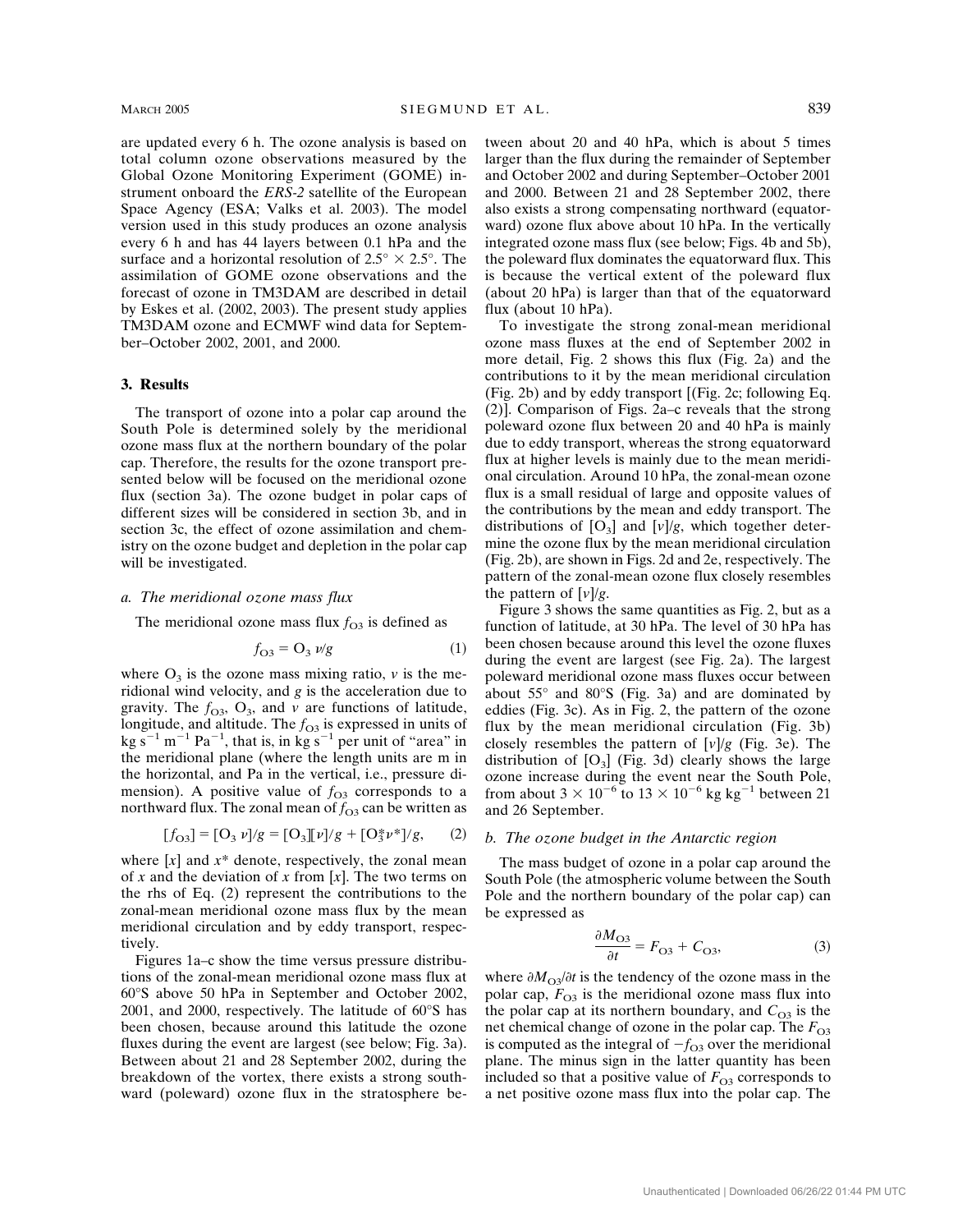are updated every 6 h. The ozone analysis is based on total column ozone observations measured by the Global Ozone Monitoring Experiment (GOME) instrument onboard the *ERS-2* satellite of the European Space Agency (ESA; Valks et al. 2003). The model version used in this study produces an ozone analysis every 6 h and has 44 layers between 0.1 hPa and the surface and a horizontal resolution of $2.5° \times 2.5°$. The assimilation of GOME ozone observations and the forecast of ozone in TM3DAM are described in detail by Eskes et al. (2002, 2003). The present study applies TM3DAM ozone and ECMWF wind data for September–October 2002, 2001, and 2000.

## 3. Results

The transport of ozone into a polar cap around the South Pole is determined solely by the meridional ozone mass flux at the northern boundary of the polar cap. Therefore, the results for the ozone transport presented below will be focused on the meridional ozone flux (section 3a). The ozone budget in polar caps of different sizes will be considered in section 3b, and in section 3c, the effect of ozone assimilation and chemistry on the ozone budget and depletion in the polar cap will be investigated.

### *a. The meridional ozone mass flux*

The meridional ozone mass flux $f_{O3}$ is defined as

$$f_{O3} = O_3\, v/g \tag{1}$$

where $O_3$ is the ozone mass mixing ratio, $v$ is the meridional wind velocity, and $g$ is the acceleration due to gravity. The $f_{O3}$, $O_3$, and $v$ are functions of latitude, longitude, and altitude. The $f_{O3}$ is expressed in units of $\text{kg s}^{-1}\ \text{m}^{-1}\ \text{Pa}^{-1}$, that is, in $\text{kg s}^{-1}$ per unit of "area" in the meridional plane (where the length units are m in the horizontal, and Pa in the vertical, i.e., pressure dimension). A positive value of $f_{O3}$ corresponds to a northward flux. The zonal mean of $f_{O3}$ can be written as

$$[f_{O3}] = [O_3\, v]/g = [O_3][v]/g + [O_3^* v^*]/g, \tag{2}$$

where $[x]$ and $x^*$ denote, respectively, the zonal mean of $x$ and the deviation of $x$ from $[x]$. The two terms on the rhs of Eq. (2) represent the contributions to the zonal-mean meridional ozone mass flux by the mean meridional circulation and by eddy transport, respectively.

Figures 1a–c show the time versus pressure distributions of the zonal-mean meridional ozone mass flux at 60°S above 50 hPa in September and October 2002, 2001, and 2000, respectively. The latitude of 60°S has been chosen, because around this latitude the ozone fluxes during the event are largest (see below; Fig. 3a). Between about 21 and 28 September 2002, during the breakdown of the vortex, there exists a strong southward (poleward) ozone flux in the stratosphere between about 20 and 40 hPa, which is about 5 times larger than the flux during the remainder of September and October 2002 and during September–October 2001 and 2000. Between 21 and 28 September 2002, there also exists a strong compensating northward (equatorward) ozone flux above about 10 hPa. In the vertically integrated ozone mass flux (see below; Figs. 4b and 5b), the poleward flux dominates the equatorward flux. This is because the vertical extent of the poleward flux (about 20 hPa) is larger than that of the equatorward flux (about 10 hPa).

To investigate the strong zonal-mean meridional ozone mass fluxes at the end of September 2002 in more detail, Fig. 2 shows this flux (Fig. 2a) and the contributions to it by the mean meridional circulation (Fig. 2b) and by eddy transport [(Fig. 2c; following Eq. (2)]. Comparison of Figs. 2a–c reveals that the strong poleward ozone flux between 20 and 40 hPa is mainly due to eddy transport, whereas the strong equatorward flux at higher levels is mainly due to the mean meridional circulation. Around 10 hPa, the zonal-mean ozone flux is a small residual of large and opposite values of the contributions by the mean and eddy transport. The distributions of $[O_3]$ and $[v]/g$, which together determine the ozone flux by the mean meridional circulation (Fig. 2b), are shown in Figs. 2d and 2e, respectively. The pattern of the zonal-mean ozone flux closely resembles the pattern of $[v]/g$.

Figure 3 shows the same quantities as Fig. 2, but as a function of latitude, at 30 hPa. The level of 30 hPa has been chosen because around this level the ozone fluxes during the event are largest (see Fig. 2a). The largest poleward meridional ozone mass fluxes occur between about 55° and 80°S (Fig. 3a) and are dominated by eddies (Fig. 3c). As in Fig. 2, the pattern of the ozone flux by the mean meridional circulation (Fig. 3b) closely resembles the pattern of $[v]/g$ (Fig. 3e). The distribution of $[O_3]$ (Fig. 3d) clearly shows the large ozone increase during the event near the South Pole, from about $3 \times 10^{-6}$ to $13 \times 10^{-6}\ \text{kg kg}^{-1}$ between 21 and 26 September.

### *b. The ozone budget in the Antarctic region*

The mass budget of ozone in a polar cap around the South Pole (the atmospheric volume between the South Pole and the northern boundary of the polar cap) can be expressed as

$$\frac{\partial M_{O3}}{\partial t} = F_{O3} + C_{O3}, \tag{3}$$

where $\partial M_{O3}/\partial t$ is the tendency of the ozone mass in the polar cap, $F_{O3}$ is the meridional ozone mass flux into the polar cap at its northern boundary, and $C_{O3}$ is the net chemical change of ozone in the polar cap. The $F_{O3}$ is computed as the integral of $-f_{O3}$ over the meridional plane. The minus sign in the latter quantity has been included so that a positive value of $F_{O3}$ corresponds to a net positive ozone mass flux into the polar cap. The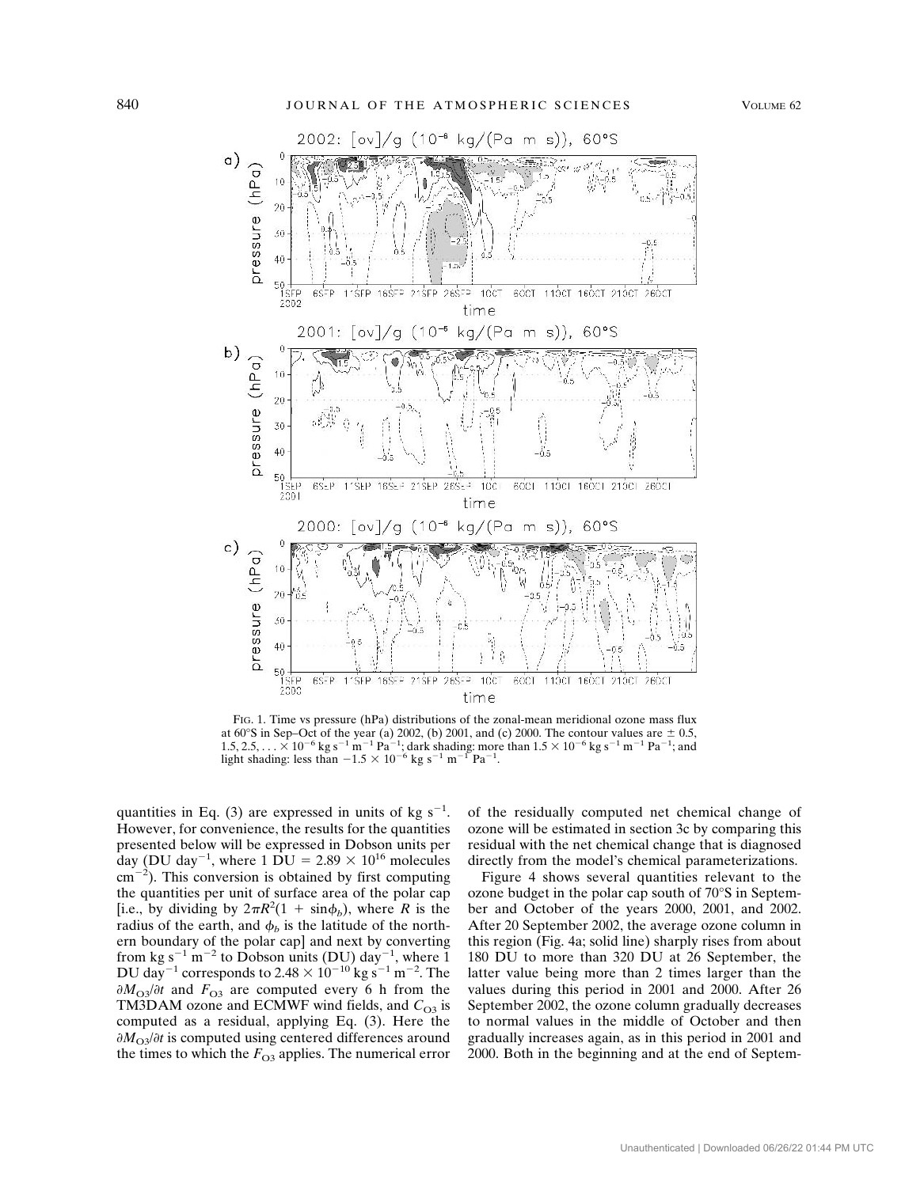FIG. 1. Time vs pressure (hPa) distributions of the zonal-mean meridional ozone mass flux at 60°S in Sep–Oct of the year (a) 2002, (b) 2001, and (c) 2000. The contour values are $\pm$ 0.5, 1.5, 2.5, . . . $\times 10^{-6}$ kg s$^{-1}$ m$^{-1}$ Pa$^{-1}$; dark shading: more than $1.5 \times 10^{-6}$ kg s$^{-1}$ m$^{-1}$ Pa$^{-1}$; and light shading: less than $-1.5 \times 10^{-6}$ kg s$^{-1}$ m$^{-1}$ Pa$^{-1}$.

quantities in Eq. (3) are expressed in units of kg s$^{-1}$. However, for convenience, the results for the quantities presented below will be expressed in Dobson units per day (DU day$^{-1}$, where 1 DU = $2.89 \times 10^{16}$ molecules cm$^{-2}$). This conversion is obtained by first computing the quantities per unit of surface area of the polar cap [i.e., by dividing by $2\pi R^2(1 + \sin\phi_b)$, where $R$ is the radius of the earth, and $\phi_b$ is the latitude of the northern boundary of the polar cap] and next by converting from kg s$^{-1}$ m$^{-2}$ to Dobson units (DU) day$^{-1}$, where 1 DU day$^{-1}$ corresponds to $2.48 \times 10^{-10}$ kg s$^{-1}$ m$^{-2}$. The $\partial M_{O3}/\partial t$ and $F_{O3}$ are computed every 6 h from the TM3DAM ozone and ECMWF wind fields, and $C_{O3}$ is computed as a residual, applying Eq. (3). Here the $\partial M_{O3}/\partial t$ is computed using centered differences around the times to which the $F_{O3}$ applies. The numerical error of the residually computed net chemical change of ozone will be estimated in section 3c by comparing this residual with the net chemical change that is diagnosed directly from the model's chemical parameterizations.

Figure 4 shows several quantities relevant to the ozone budget in the polar cap south of 70°S in September and October of the years 2000, 2001, and 2002. After 20 September 2002, the average ozone column in this region (Fig. 4a; solid line) sharply rises from about 180 DU to more than 320 DU at 26 September, the latter value being more than 2 times larger than the values during this period in 2001 and 2000. After 26 September 2002, the ozone column gradually decreases to normal values in the middle of October and then gradually increases again, as in this period in 2001 and 2000. Both in the beginning and at the end of Septem-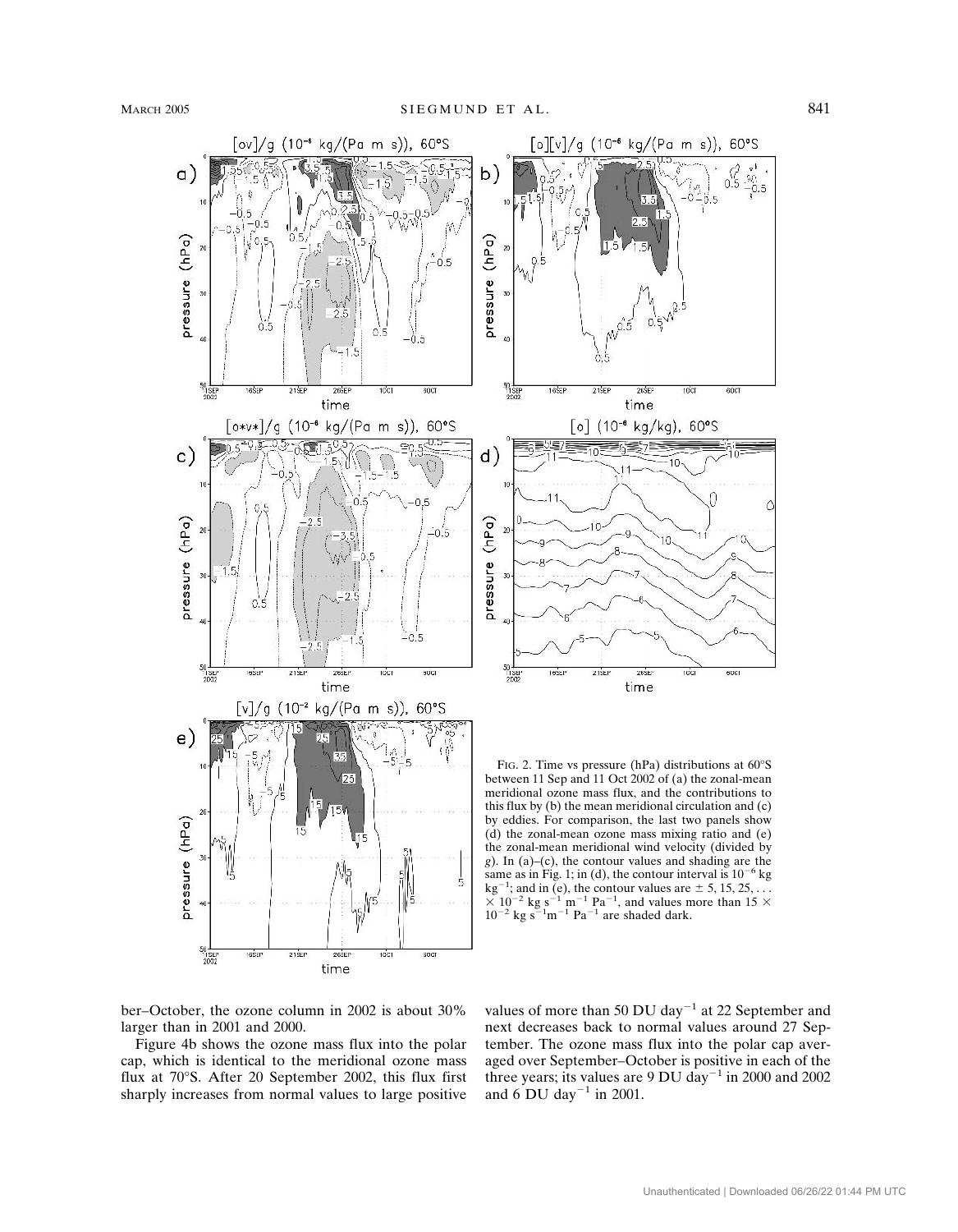FIG. 2. Time vs pressure (hPa) distributions at 60°S between 11 Sep and 11 Oct 2002 of (a) the zonal-mean meridional ozone mass flux, and the contributions to this flux by (b) the mean meridional circulation and (c) by eddies. For comparison, the last two panels show (d) the zonal-mean ozone mass mixing ratio and (e) the zonal-mean meridional wind velocity (divided by $g$). In (a)–(c), the contour values and shading are the same as in Fig. 1; in (d), the contour interval is $10^{-6}$ kg kg$^{-1}$; and in (e), the contour values are $\pm$ 5, 15, 25, . . . $\times$ $10^{-2}$ kg s$^{-1}$ m$^{-1}$ Pa$^{-1}$, and values more than 15 $\times$ $10^{-2}$ kg s$^{-1}$m$^{-1}$ Pa$^{-1}$ are shaded dark.

ber–October, the ozone column in 2002 is about 30% larger than in 2001 and 2000.

Figure 4b shows the ozone mass flux into the polar cap, which is identical to the meridional ozone mass flux at 70°S. After 20 September 2002, this flux first sharply increases from normal values to large positive values of more than 50 DU day$^{-1}$ at 22 September and next decreases back to normal values around 27 September. The ozone mass flux into the polar cap averaged over September–October is positive in each of the three years; its values are 9 DU day$^{-1}$ in 2000 and 2002 and 6 DU day$^{-1}$ in 2001.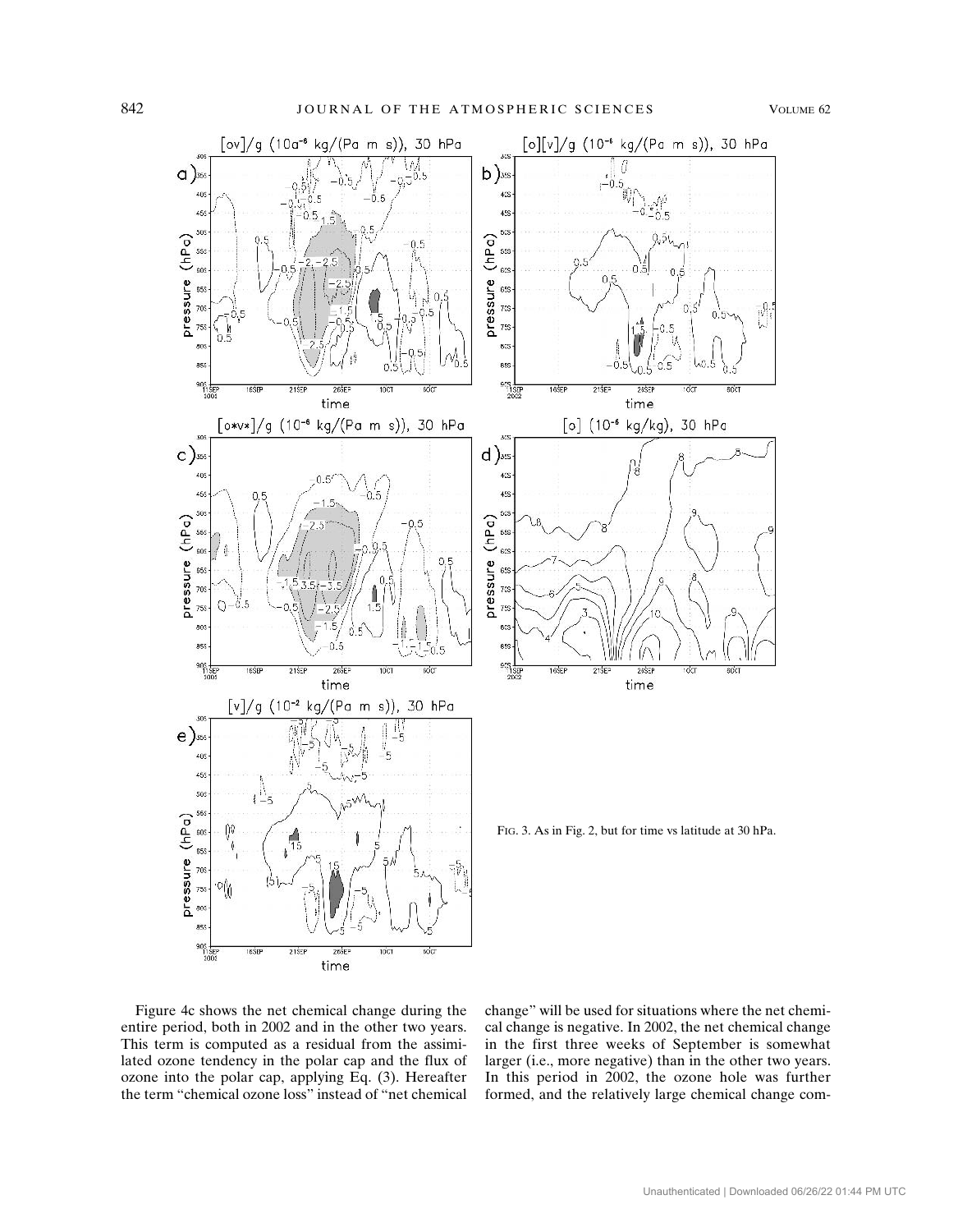FIG. 3. As in Fig. 2, but for time vs latitude at 30 hPa.

Figure 4c shows the net chemical change during the entire period, both in 2002 and in the other two years. This term is computed as a residual from the assimilated ozone tendency in the polar cap and the flux of ozone into the polar cap, applying Eq. (3). Hereafter the term "chemical ozone loss" instead of "net chemical change" will be used for situations where the net chemical change is negative. In 2002, the net chemical change in the first three weeks of September is somewhat larger (i.e., more negative) than in the other two years. In this period in 2002, the ozone hole was further formed, and the relatively large chemical change com-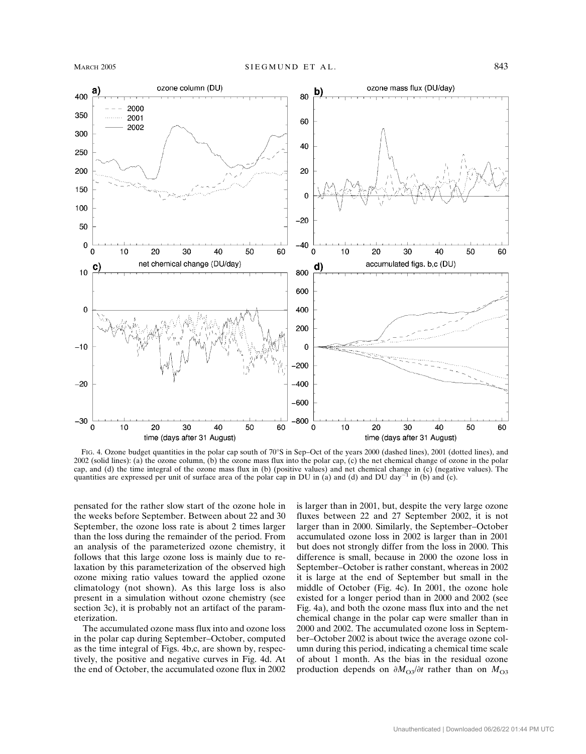FIG. 4. Ozone budget quantities in the polar cap south of 70°S in Sep–Oct of the years 2000 (dashed lines), 2001 (dotted lines), and 2002 (solid lines): (a) the ozone column, (b) the ozone mass flux into the polar cap, (c) the net chemical change of ozone in the polar cap, and (d) the time integral of the ozone mass flux in (b) (positive values) and net chemical change in (c) (negative values). The quantities are expressed per unit of surface area of the polar cap in DU in (a) and (d) and DU day$^{-1}$ in (b) and (c).

pensated for the rather slow start of the ozone hole in the weeks before September. Between about 22 and 30 September, the ozone loss rate is about 2 times larger than the loss during the remainder of the period. From an analysis of the parameterized ozone chemistry, it follows that this large ozone loss is mainly due to relaxation by this parameterization of the observed high ozone mixing ratio values toward the applied ozone climatology (not shown). As this large loss is also present in a simulation without ozone chemistry (see section 3c), it is probably not an artifact of the parameterization.

The accumulated ozone mass flux into and ozone loss in the polar cap during September–October, computed as the time integral of Figs. 4b,c, are shown by, respectively, the positive and negative curves in Fig. 4d. At the end of October, the accumulated ozone flux in 2002 is larger than in 2001, but, despite the very large ozone fluxes between 22 and 27 September 2002, it is not larger than in 2000. Similarly, the September–October accumulated ozone loss in 2002 is larger than in 2001 but does not strongly differ from the loss in 2000. This difference is small, because in 2000 the ozone loss in September–October is rather constant, whereas in 2002 it is large at the end of September but small in the middle of October (Fig. 4c). In 2001, the ozone hole existed for a longer period than in 2000 and 2002 (see Fig. 4a), and both the ozone mass flux into and the net chemical change in the polar cap were smaller than in 2000 and 2002. The accumulated ozone loss in September–October 2002 is about twice the average ozone column during this period, indicating a chemical time scale of about 1 month. As the bias in the residual ozone production depends on $\partial M_{O3}/\partial t$ rather than on $M_{O3}$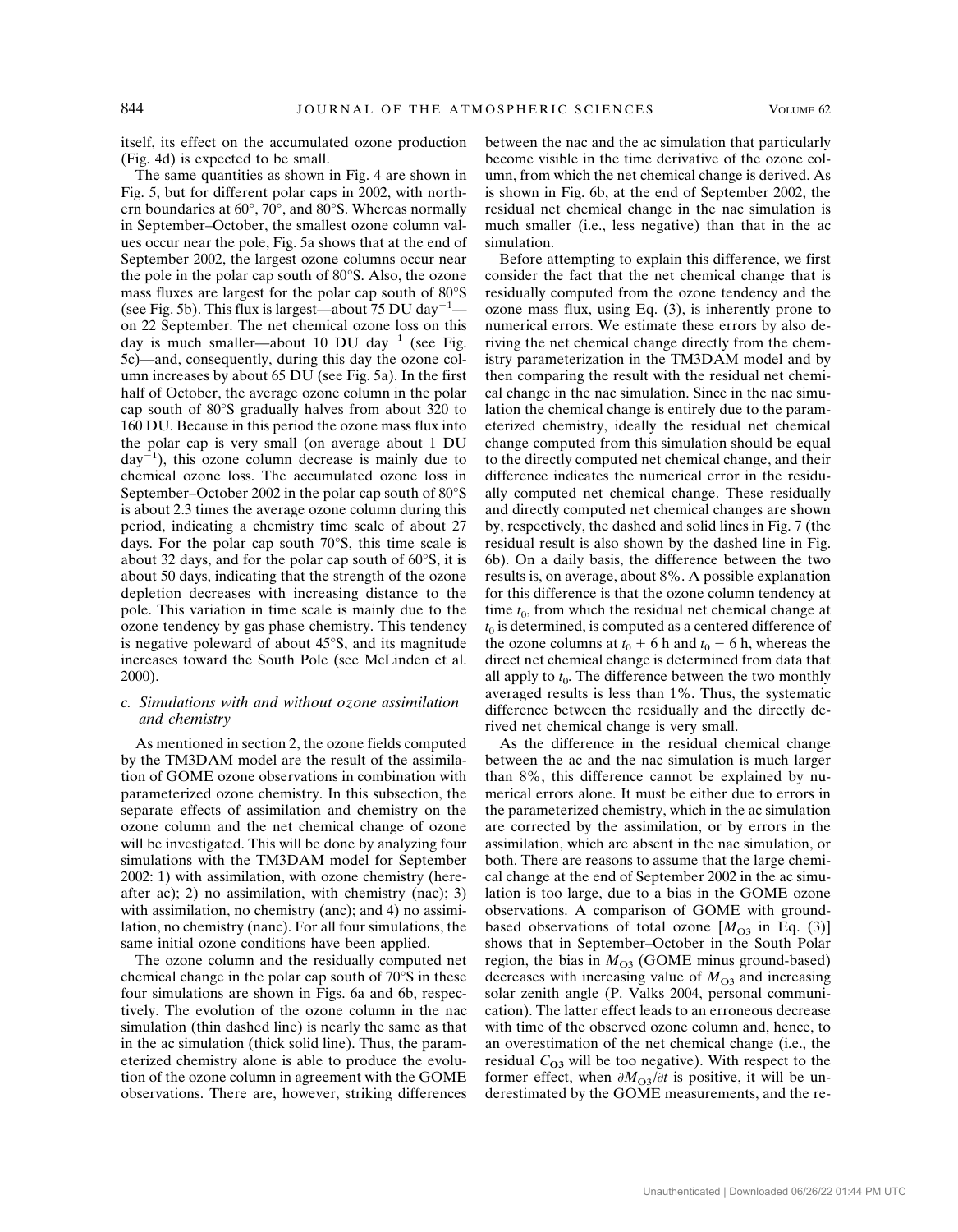itself, its effect on the accumulated ozone production (Fig. 4d) is expected to be small.

The same quantities as shown in Fig. 4 are shown in Fig. 5, but for different polar caps in 2002, with northern boundaries at 60°, 70°, and 80°S. Whereas normally in September–October, the smallest ozone column values occur near the pole, Fig. 5a shows that at the end of September 2002, the largest ozone columns occur near the pole in the polar cap south of 80°S. Also, the ozone mass fluxes are largest for the polar cap south of 80°S (see Fig. 5b). This flux is largest—about 75 DU $day^{-1}$—on 22 September. The net chemical ozone loss on this day is much smaller—about 10 DU $day^{-1}$ (see Fig. 5c)—and, consequently, during this day the ozone column increases by about 65 DU (see Fig. 5a). In the first half of October, the average ozone column in the polar cap south of 80°S gradually halves from about 320 to 160 DU. Because in this period the ozone mass flux into the polar cap is very small (on average about 1 DU $day^{-1}$), this ozone column decrease is mainly due to chemical ozone loss. The accumulated ozone loss in September–October 2002 in the polar cap south of 80°S is about 2.3 times the average ozone column during this period, indicating a chemistry time scale of about 27 days. For the polar cap south 70°S, this time scale is about 32 days, and for the polar cap south of 60°S, it is about 50 days, indicating that the strength of the ozone depletion decreases with increasing distance to the pole. This variation in time scale is mainly due to the ozone tendency by gas phase chemistry. This tendency is negative poleward of about 45°S, and its magnitude increases toward the South Pole (see McLinden et al. 2000).

### *c. Simulations with and without ozone assimilation and chemistry*

As mentioned in section 2, the ozone fields computed by the TM3DAM model are the result of the assimilation of GOME ozone observations in combination with parameterized ozone chemistry. In this subsection, the separate effects of assimilation and chemistry on the ozone column and the net chemical change of ozone will be investigated. This will be done by analyzing four simulations with the TM3DAM model for September 2002: 1) with assimilation, with ozone chemistry (hereafter ac); 2) no assimilation, with chemistry (nac); 3) with assimilation, no chemistry (anc); and 4) no assimilation, no chemistry (nanc). For all four simulations, the same initial ozone conditions have been applied.

The ozone column and the residually computed net chemical change in the polar cap south of 70°S in these four simulations are shown in Figs. 6a and 6b, respectively. The evolution of the ozone column in the nac simulation (thin dashed line) is nearly the same as that in the ac simulation (thick solid line). Thus, the parameterized chemistry alone is able to produce the evolution of the ozone column in agreement with the GOME observations. There are, however, striking differences between the nac and the ac simulation that particularly become visible in the time derivative of the ozone column, from which the net chemical change is derived. As is shown in Fig. 6b, at the end of September 2002, the residual net chemical change in the nac simulation is much smaller (i.e., less negative) than that in the ac simulation.

Before attempting to explain this difference, we first consider the fact that the net chemical change that is residually computed from the ozone tendency and the ozone mass flux, using Eq. (3), is inherently prone to numerical errors. We estimate these errors by also deriving the net chemical change directly from the chemistry parameterization in the TM3DAM model and by then comparing the result with the residual net chemical change in the nac simulation. Since in the nac simulation the chemical change is entirely due to the parameterized chemistry, ideally the residual net chemical change computed from this simulation should be equal to the directly computed net chemical change, and their difference indicates the numerical error in the residually computed net chemical change. These residually and directly computed net chemical changes are shown by, respectively, the dashed and solid lines in Fig. 7 (the residual result is also shown by the dashed line in Fig. 6b). On a daily basis, the difference between the two results is, on average, about 8%. A possible explanation for this difference is that the ozone column tendency at time $t_0$, from which the residual net chemical change at $t_0$ is determined, is computed as a centered difference of the ozone columns at $t_0 + 6$ h and $t_0 - 6$ h, whereas the direct net chemical change is determined from data that all apply to $t_0$. The difference between the two monthly averaged results is less than 1%. Thus, the systematic difference between the residually and the directly derived net chemical change is very small.

As the difference in the residual chemical change between the ac and the nac simulation is much larger than 8%, this difference cannot be explained by numerical errors alone. It must be either due to errors in the parameterized chemistry, which in the ac simulation are corrected by the assimilation, or by errors in the assimilation, which are absent in the nac simulation, or both. There are reasons to assume that the large chemical change at the end of September 2002 in the ac simulation is too large, due to a bias in the GOME ozone observations. A comparison of GOME with ground-based observations of total ozone [$M_{O3}$ in Eq. (3)] shows that in September–October in the South Polar region, the bias in $M_{O3}$ (GOME minus ground-based) decreases with increasing value of $M_{O3}$ and increasing solar zenith angle (P. Valks 2004, personal communication). The latter effect leads to an erroneous decrease with time of the observed ozone column and, hence, to an overestimation of the net chemical change (i.e., the residual $\mathbf{C_{O3}}$ will be too negative). With respect to the former effect, when $\partial M_{O3}/\partial t$ is positive, it will be underestimated by the GOME measurements, and the re-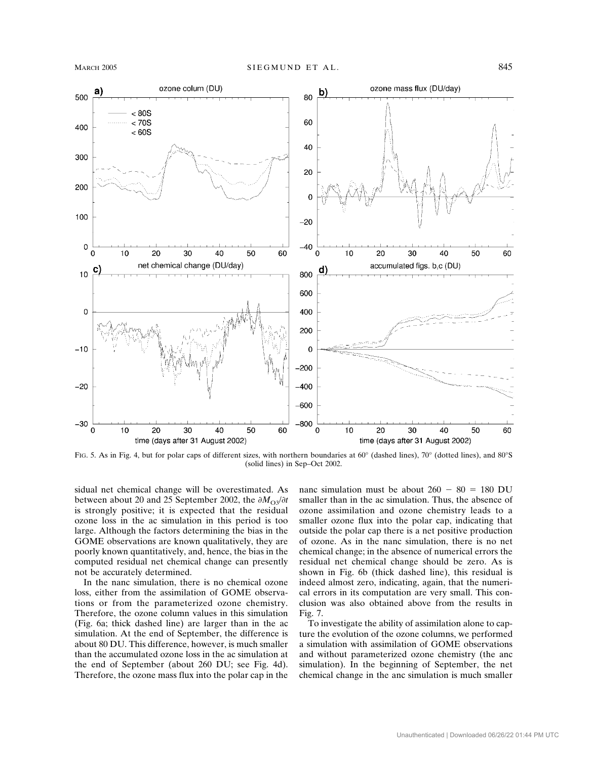FIG. 5. As in Fig. 4, but for polar caps of different sizes, with northern boundaries at 60° (dashed lines), 70° (dotted lines), and 80°S (solid lines) in Sep–Oct 2002.

sidual net chemical change will be overestimated. As between about 20 and 25 September 2002, the $\partial M_{O3}/\partial t$ is strongly positive; it is expected that the residual ozone loss in the ac simulation in this period is too large. Although the factors determining the bias in the GOME observations are known qualitatively, they are poorly known quantitatively, and, hence, the bias in the computed residual net chemical change can presently not be accurately determined.

In the nanc simulation, there is no chemical ozone loss, either from the assimilation of GOME observations or from the parameterized ozone chemistry. Therefore, the ozone column values in this simulation (Fig. 6a; thick dashed line) are larger than in the ac simulation. At the end of September, the difference is about 80 DU. This difference, however, is much smaller than the accumulated ozone loss in the ac simulation at the end of September (about 260 DU; see Fig. 4d). Therefore, the ozone mass flux into the polar cap in the nanc simulation must be about $260 - 80 = 180$ DU smaller than in the ac simulation. Thus, the absence of ozone assimilation and ozone chemistry leads to a smaller ozone flux into the polar cap, indicating that outside the polar cap there is a net positive production of ozone. As in the nanc simulation, there is no net chemical change; in the absence of numerical errors the residual net chemical change should be zero. As is shown in Fig. 6b (thick dashed line), this residual is indeed almost zero, indicating, again, that the numerical errors in its computation are very small. This conclusion was also obtained above from the results in Fig. 7.

To investigate the ability of assimilation alone to capture the evolution of the ozone columns, we performed a simulation with assimilation of GOME observations and without parameterized ozone chemistry (the anc simulation). In the beginning of September, the net chemical change in the anc simulation is much smaller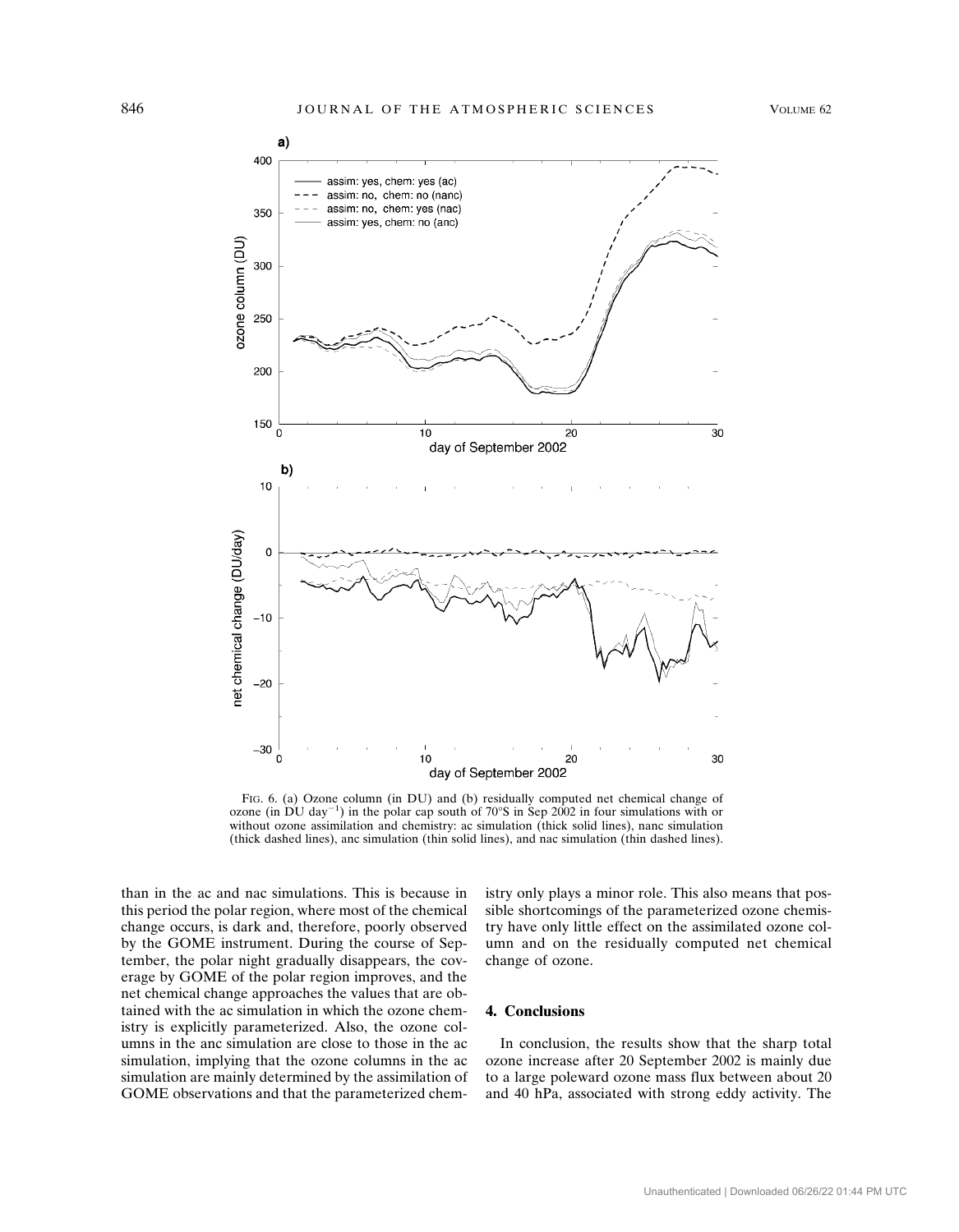FIG. 6. (a) Ozone column (in DU) and (b) residually computed net chemical change of ozone (in DU day$^{-1}$) in the polar cap south of 70°S in Sep 2002 in four simulations with or without ozone assimilation and chemistry: ac simulation (thick solid lines), nanc simulation (thick dashed lines), anc simulation (thin solid lines), and nac simulation (thin dashed lines).

than in the ac and nac simulations. This is because in this period the polar region, where most of the chemical change occurs, is dark and, therefore, poorly observed by the GOME instrument. During the course of September, the polar night gradually disappears, the coverage by GOME of the polar region improves, and the net chemical change approaches the values that are obtained with the ac simulation in which the ozone chemistry is explicitly parameterized. Also, the ozone columns in the anc simulation are close to those in the ac simulation, implying that the ozone columns in the ac simulation are mainly determined by the assimilation of GOME observations and that the parameterized chemistry only plays a minor role. This also means that possible shortcomings of the parameterized ozone chemistry have only little effect on the assimilated ozone column and on the residually computed net chemical change of ozone.

## 4. Conclusions

In conclusion, the results show that the sharp total ozone increase after 20 September 2002 is mainly due to a large poleward ozone mass flux between about 20 and 40 hPa, associated with strong eddy activity. The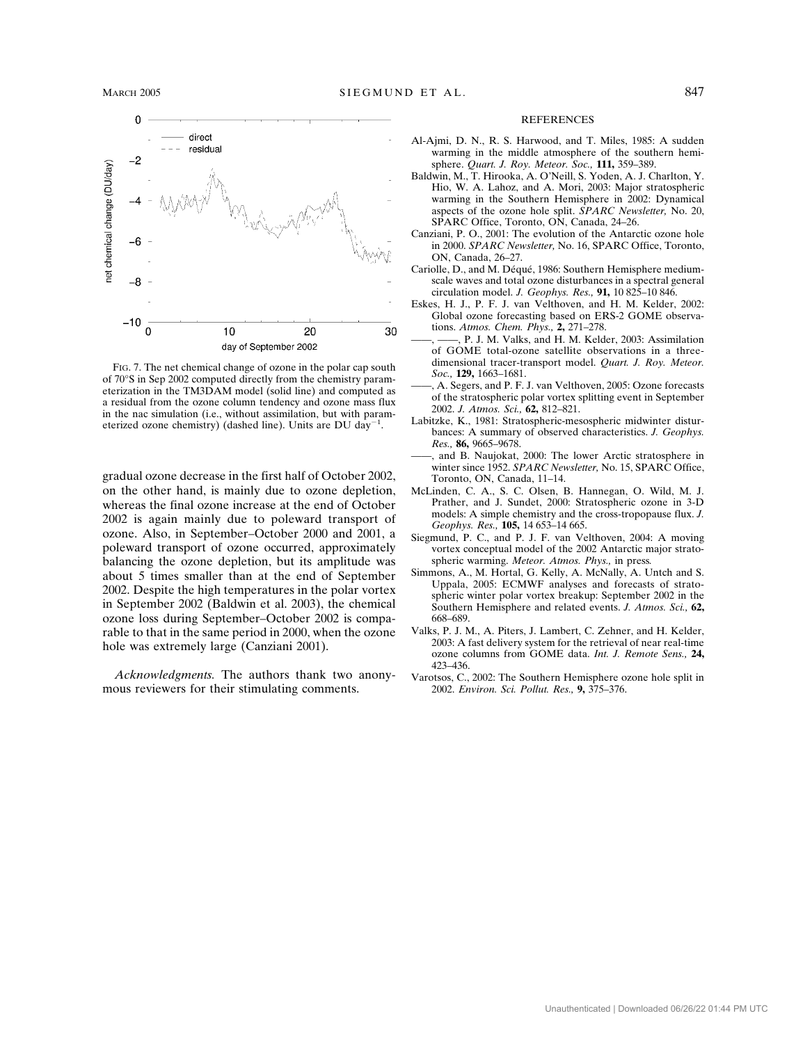0
direct
residual
−2
−4
−6
−8
−10
0
10
20
30
net chemical change (DU/day)
day of September 2002

FIG. 7. The net chemical change of ozone in the polar cap south of 70°S in Sep 2002 computed directly from the chemistry parameterization in the TM3DAM model (solid line) and computed as a residual from the ozone column tendency and ozone mass flux in the nac simulation (i.e., without assimilation, but with parameterized ozone chemistry) (dashed line). Units are DU day$^{-1}$.

gradual ozone decrease in the first half of October 2002, on the other hand, is mainly due to ozone depletion, whereas the final ozone increase at the end of October 2002 is again mainly due to poleward transport of ozone. Also, in September–October 2000 and 2001, a poleward transport of ozone occurred, approximately balancing the ozone depletion, but its amplitude was about 5 times smaller than at the end of September 2002. Despite the high temperatures in the polar vortex in September 2002 (Baldwin et al. 2003), the chemical ozone loss during September–October 2002 is comparable to that in the same period in 2000, when the ozone hole was extremely large (Canziani 2001).

*Acknowledgments.* The authors thank two anonymous reviewers for their stimulating comments.

## REFERENCES

Al-Ajmi, D. N., R. S. Harwood, and T. Miles, 1985: A sudden warming in the middle atmosphere of the southern hemisphere. *Quart. J. Roy. Meteor. Soc.,* **111,** 359–389.

Baldwin, M., T. Hirooka, A. O'Neill, S. Yoden, A. J. Charlton, Y. Hio, W. A. Lahoz, and A. Mori, 2003: Major stratospheric warming in the Southern Hemisphere in 2002: Dynamical aspects of the ozone hole split. *SPARC Newsletter,* No. 20, SPARC Office, Toronto, ON, Canada, 24–26.

Canziani, P. O., 2001: The evolution of the Antarctic ozone hole in 2000. *SPARC Newsletter,* No. 16, SPARC Office, Toronto, ON, Canada, 26–27.

Cariolle, D., and M. Déqué, 1986: Southern Hemisphere medium-scale waves and total ozone disturbances in a spectral general circulation model. *J. Geophys. Res.,* **91,** 10 825–10 846.

Eskes, H. J., P. F. J. van Velthoven, and H. M. Kelder, 2002: Global ozone forecasting based on ERS-2 GOME observations. *Atmos. Chem. Phys.,* **2,** 271–278.

——, ——, P. J. M. Valks, and H. M. Kelder, 2003: Assimilation of GOME total-ozone satellite observations in a three-dimensional tracer-transport model. *Quart. J. Roy. Meteor. Soc.,* **129,** 1663–1681.

——, A. Segers, and P. F. J. van Velthoven, 2005: Ozone forecasts of the stratospheric polar vortex splitting event in September 2002. *J. Atmos. Sci.,* **62,** 812–821.

Labitzke, K., 1981: Stratospheric-mesospheric midwinter disturbances: A summary of observed characteristics. *J. Geophys. Res.,* **86,** 9665–9678.

——, and B. Naujokat, 2000: The lower Arctic stratosphere in winter since 1952. *SPARC Newsletter,* No. 15, SPARC Office, Toronto, ON, Canada, 11–14.

McLinden, C. A., S. C. Olsen, B. Hannegan, O. Wild, M. J. Prather, and J. Sundet, 2000: Stratospheric ozone in 3-D models: A simple chemistry and the cross-tropopause flux. *J. Geophys. Res.,* **105,** 14 653–14 665.

Siegmund, P. C., and P. J. F. van Velthoven, 2004: A moving vortex conceptual model of the 2002 Antarctic major stratospheric warming. *Meteor. Atmos. Phys.,* in press.

Simmons, A., M. Hortal, G. Kelly, A. McNally, A. Untch and S. Uppala, 2005: ECMWF analyses and forecasts of stratospheric winter polar vortex breakup: September 2002 in the Southern Hemisphere and related events. *J. Atmos. Sci.,* **62,** 668–689.

Valks, P. J. M., A. Piters, J. Lambert, C. Zehner, and H. Kelder, 2003: A fast delivery system for the retrieval of near real-time ozone columns from GOME data. *Int. J. Remote Sens.,* **24,** 423–436.

Varotsos, C., 2002: The Southern Hemisphere ozone hole split in 2002. *Environ. Sci. Pollut. Res.,* **9,** 375–376.